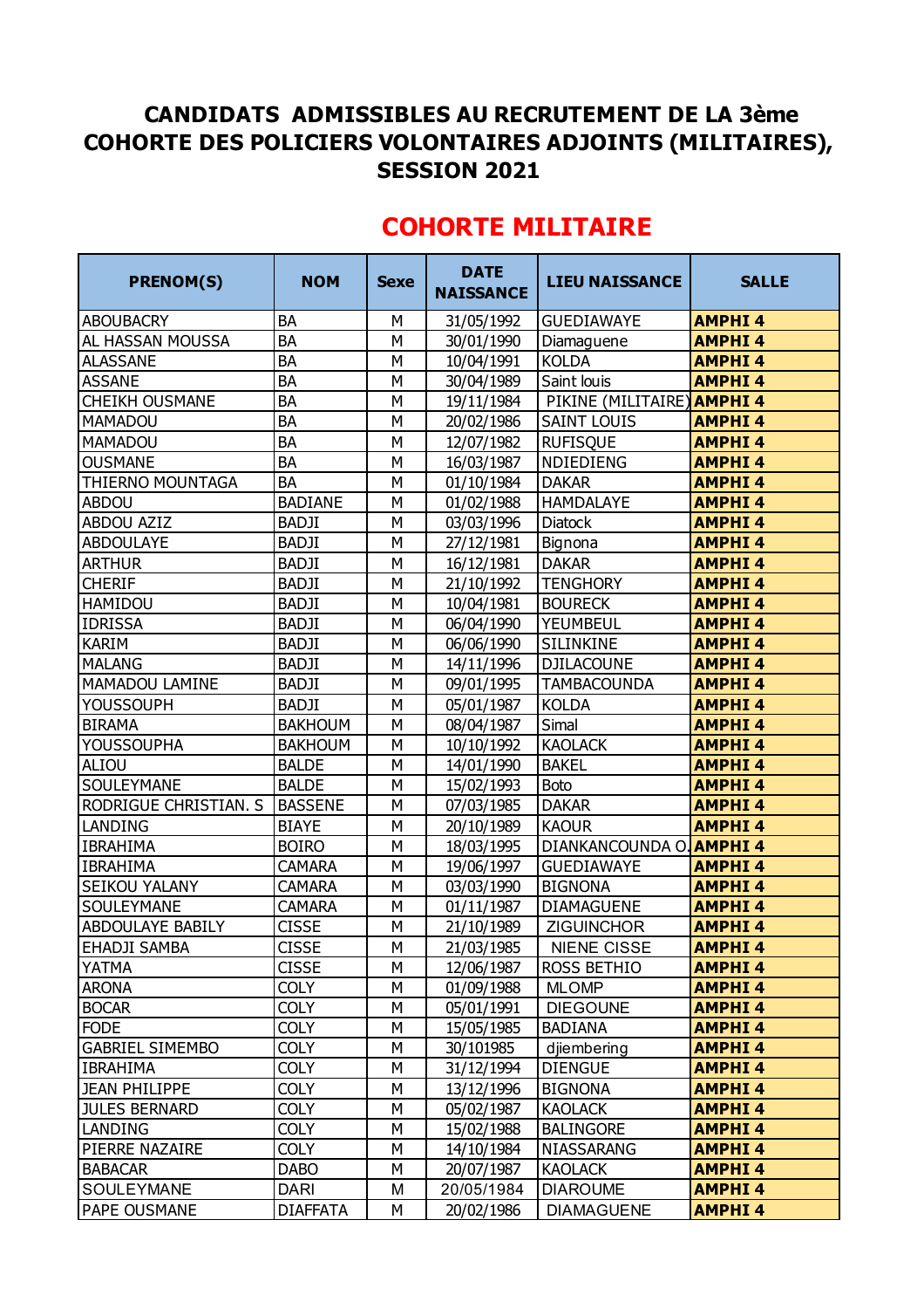# CANDIDATS ADMISSIBLES AU RECRUTEMENT DE LA 3ème COHORTE DES POLICIERS VOLONTAIRES ADJOINTS (MILITAIRES), SESSION 2021

## COHORTE MILITAIRE

| PRENOM(S) | NOM | Sexe | DATE NAISSANCE | LIEU NAISSANCE | SALLE |
|---|---|---|---|---|---|
| ABOUBACRY | BA | M | 31/05/1992 | GUEDIAWAYE | **AMPHI 4** |
| AL HASSAN MOUSSA | BA | M | 30/01/1990 | Diamaguene | **AMPHI 4** |
| ALASSANE | BA | M | 10/04/1991 | KOLDA | **AMPHI 4** |
| ASSANE | BA | M | 30/04/1989 | Saint louis | **AMPHI 4** |
| CHEIKH OUSMANE | BA | M | 19/11/1984 | PIKINE (MILITAIRE) | **AMPHI 4** |
| MAMADOU | BA | M | 20/02/1986 | SAINT LOUIS | **AMPHI 4** |
| MAMADOU | BA | M | 12/07/1982 | RUFISQUE | **AMPHI 4** |
| OUSMANE | BA | M | 16/03/1987 | NDIEDIENG | **AMPHI 4** |
| THIERNO MOUNTAGA | BA | M | 01/10/1984 | DAKAR | **AMPHI 4** |
| ABDOU | BADIANE | M | 01/02/1988 | HAMDALAYE | **AMPHI 4** |
| ABDOU AZIZ | BADJI | M | 03/03/1996 | Diatock | **AMPHI 4** |
| ABDOULAYE | BADJI | M | 27/12/1981 | Bignona | **AMPHI 4** |
| ARTHUR | BADJI | M | 16/12/1981 | DAKAR | **AMPHI 4** |
| CHERIF | BADJI | M | 21/10/1992 | TENGHORY | **AMPHI 4** |
| HAMIDOU | BADJI | M | 10/04/1981 | BOURECK | **AMPHI 4** |
| IDRISSA | BADJI | M | 06/04/1990 | YEUMBEUL | **AMPHI 4** |
| KARIM | BADJI | M | 06/06/1990 | SILINKINE | **AMPHI 4** |
| MALANG | BADJI | M | 14/11/1996 | DJILACOUNE | **AMPHI 4** |
| MAMADOU LAMINE | BADJI | M | 09/01/1995 | TAMBACOUNDA | **AMPHI 4** |
| YOUSSOUPH | BADJI | M | 05/01/1987 | KOLDA | **AMPHI 4** |
| BIRAMA | BAKHOUM | M | 08/04/1987 | Simal | **AMPHI 4** |
| YOUSSOUPHA | BAKHOUM | M | 10/10/1992 | KAOLACK | **AMPHI 4** |
| ALIOU | BALDE | M | 14/01/1990 | BAKEL | **AMPHI 4** |
| SOULEYMANE | BALDE | M | 15/02/1993 | Boto | **AMPHI 4** |
| RODRIGUE CHRISTIAN. S | BASSENE | M | 07/03/1985 | DAKAR | **AMPHI 4** |
| LANDING | BIAYE | M | 20/10/1989 | KAOUR | **AMPHI 4** |
| IBRAHIMA | BOIRO | M | 18/03/1995 | DIANKANCOUNDA O. | **AMPHI 4** |
| IBRAHIMA | CAMARA | M | 19/06/1997 | GUEDIAWAYE | **AMPHI 4** |
| SEIKOU YALANY | CAMARA | M | 03/03/1990 | BIGNONA | **AMPHI 4** |
| SOULEYMANE | CAMARA | M | 01/11/1987 | DIAMAGUENE | **AMPHI 4** |
| ABDOULAYE BABILY | CISSE | M | 21/10/1989 | ZIGUINCHOR | **AMPHI 4** |
| EHADJI SAMBA | CISSE | M | 21/03/1985 | NIENE CISSE | **AMPHI 4** |
| YATMA | CISSE | M | 12/06/1987 | ROSS BETHIO | **AMPHI 4** |
| ARONA | COLY | M | 01/09/1988 | MLOMP | **AMPHI 4** |
| BOCAR | COLY | M | 05/01/1991 | DIEGOUNE | **AMPHI 4** |
| FODE | COLY | M | 15/05/1985 | BADIANA | **AMPHI 4** |
| GABRIEL SIMEMBO | COLY | M | 30/101985 | djiembering | **AMPHI 4** |
| IBRAHIMA | COLY | M | 31/12/1994 | DIENGUE | **AMPHI 4** |
| JEAN PHILIPPE | COLY | M | 13/12/1996 | BIGNONA | **AMPHI 4** |
| JULES BERNARD | COLY | M | 05/02/1987 | KAOLACK | **AMPHI 4** |
| LANDING | COLY | M | 15/02/1988 | BALINGORE | **AMPHI 4** |
| PIERRE NAZAIRE | COLY | M | 14/10/1984 | NIASSARANG | **AMPHI 4** |
| BABACAR | DABO | M | 20/07/1987 | KAOLACK | **AMPHI 4** |
| SOULEYMANE | DARI | M | 20/05/1984 | DIAROUME | **AMPHI 4** |
| PAPE OUSMANE | DIAFFATA | M | 20/02/1986 | DIAMAGUENE | **AMPHI 4** |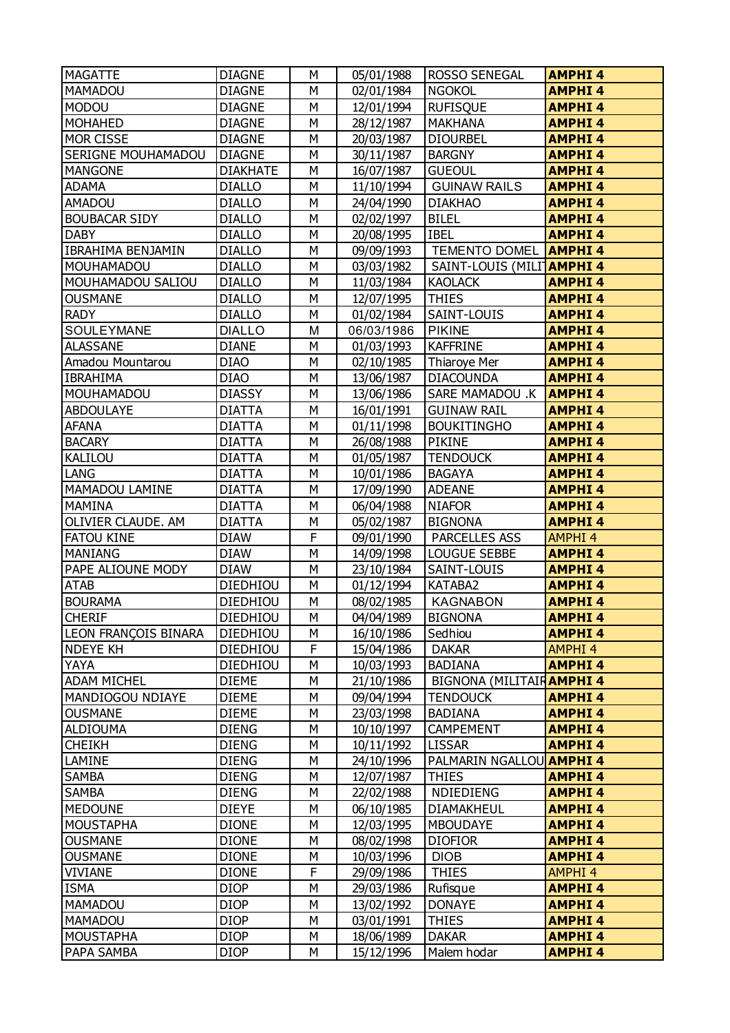| | | | | | |
|---|---|---|---|---|---|
| MAGATTE | DIAGNE | M | 05/01/1988 | ROSSO SENEGAL | **AMPHI 4** |
| MAMADOU | DIAGNE | M | 02/01/1984 | NGOKOL | **AMPHI 4** |
| MODOU | DIAGNE | M | 12/01/1994 | RUFISQUE | **AMPHI 4** |
| MOHAHED | DIAGNE | M | 28/12/1987 | MAKHANA | **AMPHI 4** |
| MOR CISSE | DIAGNE | M | 20/03/1987 | DIOURBEL | **AMPHI 4** |
| SERIGNE MOUHAMADOU | DIAGNE | M | 30/11/1987 | BARGNY | **AMPHI 4** |
| MANGONE | DIAKHATE | M | 16/07/1987 | GUEOUL | **AMPHI 4** |
| ADAMA | DIALLO | M | 11/10/1994 | GUINAW RAILS | **AMPHI 4** |
| AMADOU | DIALLO | M | 24/04/1990 | DIAKHAO | **AMPHI 4** |
| BOUBACAR SIDY | DIALLO | M | 02/02/1997 | BILEL | **AMPHI 4** |
| DABY | DIALLO | M | 20/08/1995 | IBEL | **AMPHI 4** |
| IBRAHIMA BENJAMIN | DIALLO | M | 09/09/1993 | TEMENTO DOMEL | **AMPHI 4** |
| MOUHAMADOU | DIALLO | M | 03/03/1982 | SAINT-LOUIS (MILIT | **AMPHI 4** |
| MOUHAMADOU SALIOU | DIALLO | M | 11/03/1984 | KAOLACK | **AMPHI 4** |
| OUSMANE | DIALLO | M | 12/07/1995 | THIES | **AMPHI 4** |
| RADY | DIALLO | M | 01/02/1984 | SAINT-LOUIS | **AMPHI 4** |
| SOULEYMANE | DIALLO | M | 06/03/1986 | PIKINE | **AMPHI 4** |
| ALASSANE | DIANE | M | 01/03/1993 | KAFFRINE | **AMPHI 4** |
| Amadou Mountarou | DIAO | M | 02/10/1985 | Thiaroye Mer | **AMPHI 4** |
| IBRAHIMA | DIAO | M | 13/06/1987 | DIACOUNDA | **AMPHI 4** |
| MOUHAMADOU | DIASSY | M | 13/06/1986 | SARE MAMADOU .K | **AMPHI 4** |
| ABDOULAYE | DIATTA | M | 16/01/1991 | GUINAW RAIL | **AMPHI 4** |
| AFANA | DIATTA | M | 01/11/1998 | BOUKITINGHO | **AMPHI 4** |
| BACARY | DIATTA | M | 26/08/1988 | PIKINE | **AMPHI 4** |
| KALILOU | DIATTA | M | 01/05/1987 | TENDOUCK | **AMPHI 4** |
| LANG | DIATTA | M | 10/01/1986 | BAGAYA | **AMPHI 4** |
| MAMADOU LAMINE | DIATTA | M | 17/09/1990 | ADEANE | **AMPHI 4** |
| MAMINA | DIATTA | M | 06/04/1988 | NIAFOR | **AMPHI 4** |
| OLIVIER CLAUDE. AM | DIATTA | M | 05/02/1987 | BIGNONA | **AMPHI 4** |
| FATOU KINE | DIAW | F | 09/01/1990 | PARCELLES ASS | AMPHI 4 |
| MANIANG | DIAW | M | 14/09/1998 | LOUGUE SEBBE | **AMPHI 4** |
| PAPE ALIOUNE MODY | DIAW | M | 23/10/1984 | SAINT-LOUIS | **AMPHI 4** |
| ATAB | DIEDHIOU | M | 01/12/1994 | KATABA2 | **AMPHI 4** |
| BOURAMA | DIEDHIOU | M | 08/02/1985 | KAGNABON | **AMPHI 4** |
| CHERIF | DIEDHIOU | M | 04/04/1989 | BIGNONA | **AMPHI 4** |
| LEON FRANÇOIS BINARA | DIEDHIOU | M | 16/10/1986 | Sedhiou | **AMPHI 4** |
| NDEYE KH | DIEDHIOU | F | 15/04/1986 | DAKAR | AMPHI 4 |
| YAYA | DIEDHIOU | M | 10/03/1993 | BADIANA | **AMPHI 4** |
| ADAM MICHEL | DIEME | M | 21/10/1986 | BIGNONA (MILITAIR | **AMPHI 4** |
| MANDIOGOU NDIAYE | DIEME | M | 09/04/1994 | TENDOUCK | **AMPHI 4** |
| OUSMANE | DIEME | M | 23/03/1998 | BADIANA | **AMPHI 4** |
| ALDIOUMA | DIENG | M | 10/10/1997 | CAMPEMENT | **AMPHI 4** |
| CHEIKH | DIENG | M | 10/11/1992 | LISSAR | **AMPHI 4** |
| LAMINE | DIENG | M | 24/10/1996 | PALMARIN NGALLOU | **AMPHI 4** |
| SAMBA | DIENG | M | 12/07/1987 | THIES | **AMPHI 4** |
| SAMBA | DIENG | M | 22/02/1988 | NDIEDIENG | **AMPHI 4** |
| MEDOUNE | DIEYE | M | 06/10/1985 | DIAMAKHEUL | **AMPHI 4** |
| MOUSTAPHA | DIONE | M | 12/03/1995 | MBOUDAYE | **AMPHI 4** |
| OUSMANE | DIONE | M | 08/02/1998 | DIOFIOR | **AMPHI 4** |
| OUSMANE | DIONE | M | 10/03/1996 | DIOB | **AMPHI 4** |
| VIVIANE | DIONE | F | 29/09/1986 | THIES | AMPHI 4 |
| ISMA | DIOP | M | 29/03/1986 | Rufisque | **AMPHI 4** |
| MAMADOU | DIOP | M | 13/02/1992 | DONAYE | **AMPHI 4** |
| MAMADOU | DIOP | M | 03/01/1991 | THIES | **AMPHI 4** |
| MOUSTAPHA | DIOP | M | 18/06/1989 | DAKAR | **AMPHI 4** |
| PAPA SAMBA | DIOP | M | 15/12/1996 | Malem hodar | **AMPHI 4** |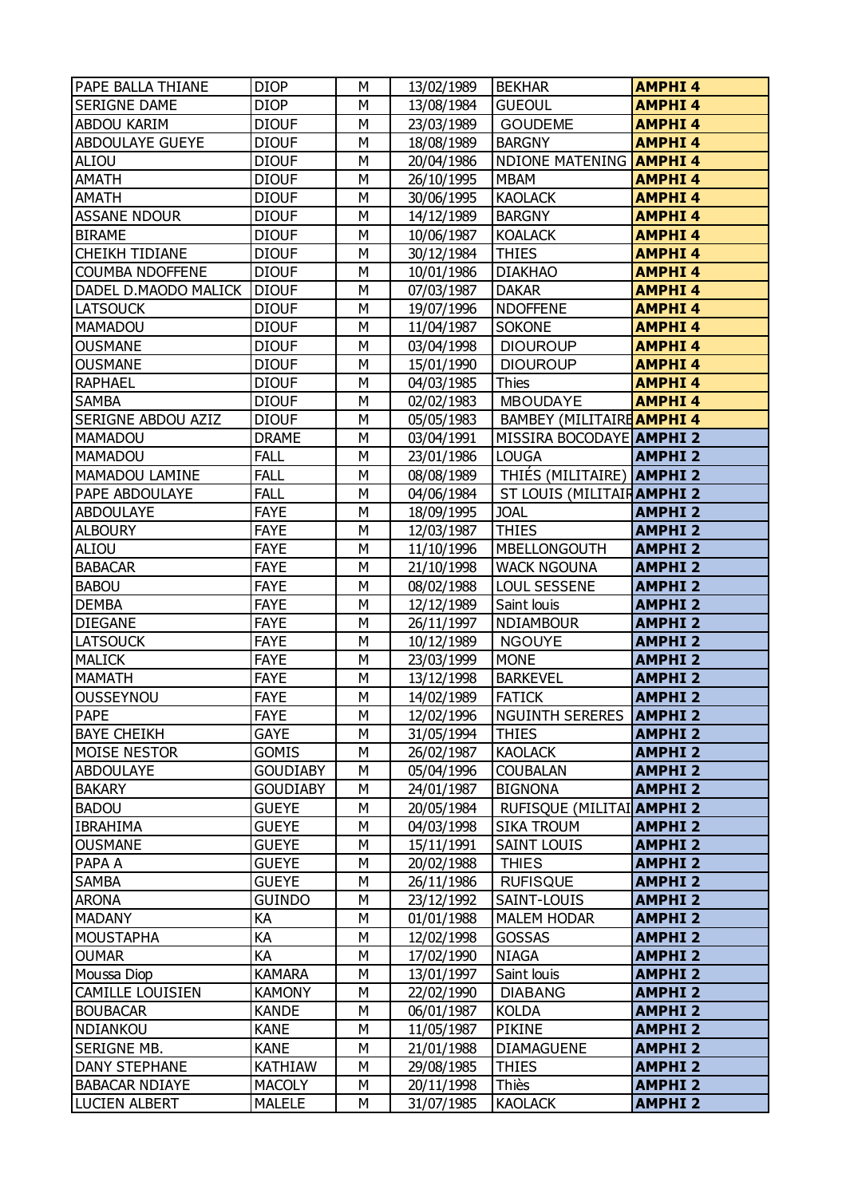| PAPE BALLA THIANE | DIOP | M | 13/02/1989 | BEKHAR | **AMPHI 4** |
|---|---|---|---|---|---|
| SERIGNE DAME | DIOP | M | 13/08/1984 | GUEOUL | **AMPHI 4** |
| ABDOU KARIM | DIOUF | M | 23/03/1989 | GOUDEME | **AMPHI 4** |
| ABDOULAYE GUEYE | DIOUF | M | 18/08/1989 | BARGNY | **AMPHI 4** |
| ALIOU | DIOUF | M | 20/04/1986 | NDIONE MATENING | **AMPHI 4** |
| AMATH | DIOUF | M | 26/10/1995 | MBAM | **AMPHI 4** |
| AMATH | DIOUF | M | 30/06/1995 | KAOLACK | **AMPHI 4** |
| ASSANE NDOUR | DIOUF | M | 14/12/1989 | BARGNY | **AMPHI 4** |
| BIRAME | DIOUF | M | 10/06/1987 | KOALACK | **AMPHI 4** |
| CHEIKH TIDIANE | DIOUF | M | 30/12/1984 | THIES | **AMPHI 4** |
| COUMBA NDOFFENE | DIOUF | M | 10/01/1986 | DIAKHAO | **AMPHI 4** |
| DADEL D.MAODO MALICK | DIOUF | M | 07/03/1987 | DAKAR | **AMPHI 4** |
| LATSOUCK | DIOUF | M | 19/07/1996 | NDOFFENE | **AMPHI 4** |
| MAMADOU | DIOUF | M | 11/04/1987 | SOKONE | **AMPHI 4** |
| OUSMANE | DIOUF | M | 03/04/1998 | DIOUROUP | **AMPHI 4** |
| OUSMANE | DIOUF | M | 15/01/1990 | DIOUROUP | **AMPHI 4** |
| RAPHAEL | DIOUF | M | 04/03/1985 | Thies | **AMPHI 4** |
| SAMBA | DIOUF | M | 02/02/1983 | MBOUDAYE | **AMPHI 4** |
| SERIGNE ABDOU AZIZ | DIOUF | M | 05/05/1983 | BAMBEY (MILITAIRE | **AMPHI 4** |
| MAMADOU | DRAME | M | 03/04/1991 | MISSIRA BOCODAYE | **AMPHI 2** |
| MAMADOU | FALL | M | 23/01/1986 | LOUGA | **AMPHI 2** |
| MAMADOU LAMINE | FALL | M | 08/08/1989 | THIÉS (MILITAIRE) | **AMPHI 2** |
| PAPE ABDOULAYE | FALL | M | 04/06/1984 | ST LOUIS (MILITAIR | **AMPHI 2** |
| ABDOULAYE | FAYE | M | 18/09/1995 | JOAL | **AMPHI 2** |
| ALBOURY | FAYE | M | 12/03/1987 | THIES | **AMPHI 2** |
| ALIOU | FAYE | M | 11/10/1996 | MBELLONGOUTH | **AMPHI 2** |
| BABACAR | FAYE | M | 21/10/1998 | WACK NGOUNA | **AMPHI 2** |
| BABOU | FAYE | M | 08/02/1988 | LOUL SESSENE | **AMPHI 2** |
| DEMBA | FAYE | M | 12/12/1989 | Saint louis | **AMPHI 2** |
| DIEGANE | FAYE | M | 26/11/1997 | NDIAMBOUR | **AMPHI 2** |
| LATSOUCK | FAYE | M | 10/12/1989 | NGOUYE | **AMPHI 2** |
| MALICK | FAYE | M | 23/03/1999 | MONE | **AMPHI 2** |
| MAMATH | FAYE | M | 13/12/1998 | BARKEVEL | **AMPHI 2** |
| OUSSEYNOU | FAYE | M | 14/02/1989 | FATICK | **AMPHI 2** |
| PAPE | FAYE | M | 12/02/1996 | NGUINTH SERERES | **AMPHI 2** |
| BAYE CHEIKH | GAYE | M | 31/05/1994 | THIES | **AMPHI 2** |
| MOISE NESTOR | GOMIS | M | 26/02/1987 | KAOLACK | **AMPHI 2** |
| ABDOULAYE | GOUDIABY | M | 05/04/1996 | COUBALAN | **AMPHI 2** |
| BAKARY | GOUDIABY | M | 24/01/1987 | BIGNONA | **AMPHI 2** |
| BADOU | GUEYE | M | 20/05/1984 | RUFISQUE (MILITAI | **AMPHI 2** |
| IBRAHIMA | GUEYE | M | 04/03/1998 | SIKA TROUM | **AMPHI 2** |
| OUSMANE | GUEYE | M | 15/11/1991 | SAINT LOUIS | **AMPHI 2** |
| PAPA A | GUEYE | M | 20/02/1988 | THIES | **AMPHI 2** |
| SAMBA | GUEYE | M | 26/11/1986 | RUFISQUE | **AMPHI 2** |
| ARONA | GUINDO | M | 23/12/1992 | SAINT-LOUIS | **AMPHI 2** |
| MADANY | KA | M | 01/01/1988 | MALEM HODAR | **AMPHI 2** |
| MOUSTAPHA | KA | M | 12/02/1998 | GOSSAS | **AMPHI 2** |
| OUMAR | KA | M | 17/02/1990 | NIAGA | **AMPHI 2** |
| Moussa Diop | KAMARA | M | 13/01/1997 | Saint louis | **AMPHI 2** |
| CAMILLE LOUISIEN | KAMONY | M | 22/02/1990 | DIABANG | **AMPHI 2** |
| BOUBACAR | KANDE | M | 06/01/1987 | KOLDA | **AMPHI 2** |
| NDIANKOU | KANE | M | 11/05/1987 | PIKINE | **AMPHI 2** |
| SERIGNE MB. | KANE | M | 21/01/1988 | DIAMAGUENE | **AMPHI 2** |
| DANY STEPHANE | KATHIAW | M | 29/08/1985 | THIES | **AMPHI 2** |
| BABACAR NDIAYE | MACOLY | M | 20/11/1998 | Thiès | **AMPHI 2** |
| LUCIEN ALBERT | MALELE | M | 31/07/1985 | KAOLACK | **AMPHI 2** |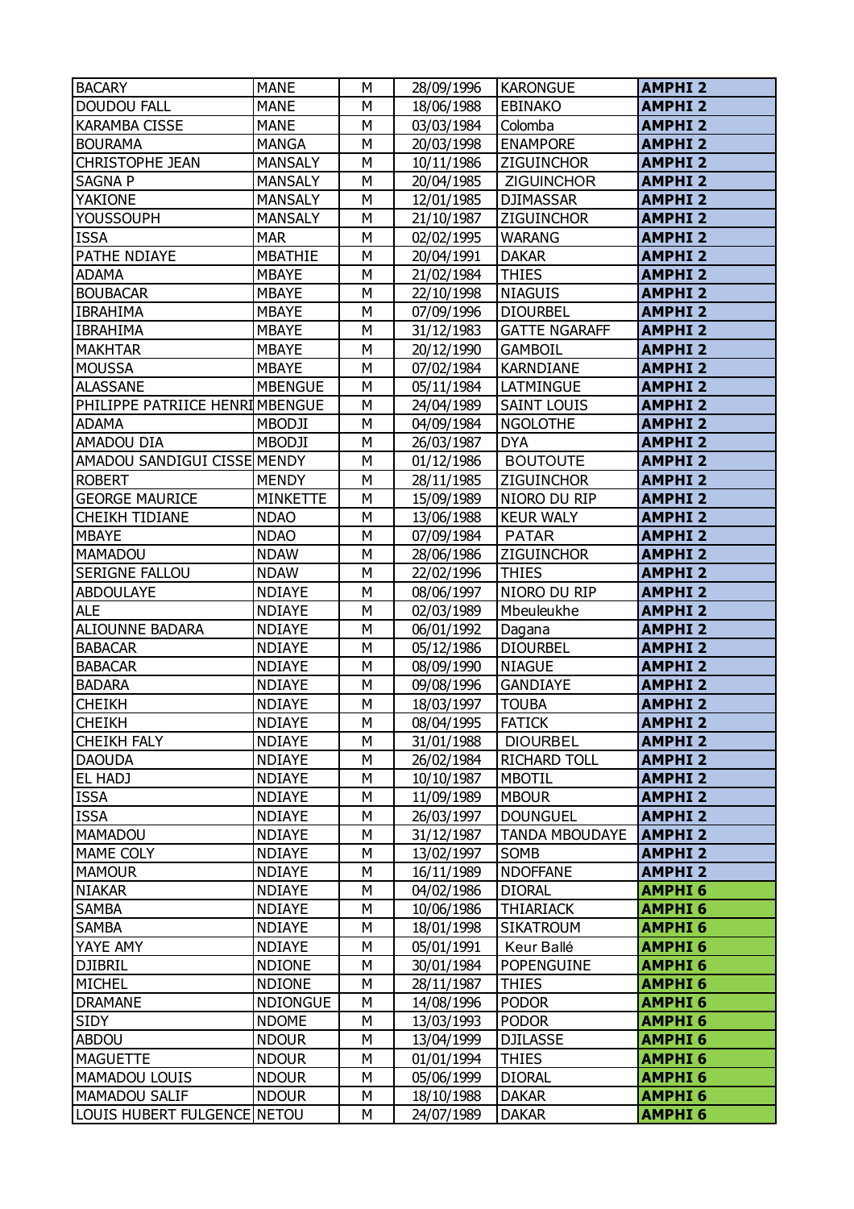| | | | | | |
|---|---|---|---|---|---|
| BACARY | MANE | M | 28/09/1996 | KARONGUE | **AMPHI 2** |
| DOUDOU FALL | MANE | M | 18/06/1988 | EBINAKO | **AMPHI 2** |
| KARAMBA CISSE | MANE | M | 03/03/1984 | Colomba | **AMPHI 2** |
| BOURAMA | MANGA | M | 20/03/1998 | ENAMPORE | **AMPHI 2** |
| CHRISTOPHE JEAN | MANSALY | M | 10/11/1986 | ZIGUINCHOR | **AMPHI 2** |
| SAGNA P | MANSALY | M | 20/04/1985 | ZIGUINCHOR | **AMPHI 2** |
| YAKIONE | MANSALY | M | 12/01/1985 | DJIMASSAR | **AMPHI 2** |
| YOUSSOUPH | MANSALY | M | 21/10/1987 | ZIGUINCHOR | **AMPHI 2** |
| ISSA | MAR | M | 02/02/1995 | WARANG | **AMPHI 2** |
| PATHE NDIAYE | MBATHIE | M | 20/04/1991 | DAKAR | **AMPHI 2** |
| ADAMA | MBAYE | M | 21/02/1984 | THIES | **AMPHI 2** |
| BOUBACAR | MBAYE | M | 22/10/1998 | NIAGUIS | **AMPHI 2** |
| IBRAHIMA | MBAYE | M | 07/09/1996 | DIOURBEL | **AMPHI 2** |
| IBRAHIMA | MBAYE | M | 31/12/1983 | GATTE NGARAFF | **AMPHI 2** |
| MAKHTAR | MBAYE | M | 20/12/1990 | GAMBOIL | **AMPHI 2** |
| MOUSSA | MBAYE | M | 07/02/1984 | KARNDIANE | **AMPHI 2** |
| ALASSANE | MBENGUE | M | 05/11/1984 | LATMINGUE | **AMPHI 2** |
| PHILIPPE PATRIICE HENRI | MBENGUE | M | 24/04/1989 | SAINT LOUIS | **AMPHI 2** |
| ADAMA | MBODJI | M | 04/09/1984 | NGOLOTHE | **AMPHI 2** |
| AMADOU DIA | MBODJI | M | 26/03/1987 | DYA | **AMPHI 2** |
| AMADOU SANDIGUI CISSE | MENDY | M | 01/12/1986 | BOUTOUTE | **AMPHI 2** |
| ROBERT | MENDY | M | 28/11/1985 | ZIGUINCHOR | **AMPHI 2** |
| GEORGE MAURICE | MINKETTE | M | 15/09/1989 | NIORO DU RIP | **AMPHI 2** |
| CHEIKH TIDIANE | NDAO | M | 13/06/1988 | KEUR WALY | **AMPHI 2** |
| MBAYE | NDAO | M | 07/09/1984 | PATAR | **AMPHI 2** |
| MAMADOU | NDAW | M | 28/06/1986 | ZIGUINCHOR | **AMPHI 2** |
| SERIGNE FALLOU | NDAW | M | 22/02/1996 | THIES | **AMPHI 2** |
| ABDOULAYE | NDIAYE | M | 08/06/1997 | NIORO DU RIP | **AMPHI 2** |
| ALE | NDIAYE | M | 02/03/1989 | Mbeuleukhe | **AMPHI 2** |
| ALIOUNNE BADARA | NDIAYE | M | 06/01/1992 | Dagana | **AMPHI 2** |
| BABACAR | NDIAYE | M | 05/12/1986 | DIOURBEL | **AMPHI 2** |
| BABACAR | NDIAYE | M | 08/09/1990 | NIAGUE | **AMPHI 2** |
| BADARA | NDIAYE | M | 09/08/1996 | GANDIAYE | **AMPHI 2** |
| CHEIKH | NDIAYE | M | 18/03/1997 | TOUBA | **AMPHI 2** |
| CHEIKH | NDIAYE | M | 08/04/1995 | FATICK | **AMPHI 2** |
| CHEIKH FALY | NDIAYE | M | 31/01/1988 | DIOURBEL | **AMPHI 2** |
| DAOUDA | NDIAYE | M | 26/02/1984 | RICHARD TOLL | **AMPHI 2** |
| EL HADJ | NDIAYE | M | 10/10/1987 | MBOTIL | **AMPHI 2** |
| ISSA | NDIAYE | M | 11/09/1989 | MBOUR | **AMPHI 2** |
| ISSA | NDIAYE | M | 26/03/1997 | DOUNGUEL | **AMPHI 2** |
| MAMADOU | NDIAYE | M | 31/12/1987 | TANDA MBOUDAYE | **AMPHI 2** |
| MAME COLY | NDIAYE | M | 13/02/1997 | SOMB | **AMPHI 2** |
| MAMOUR | NDIAYE | M | 16/11/1989 | NDOFFANE | **AMPHI 2** |
| NIAKAR | NDIAYE | M | 04/02/1986 | DIORAL | **AMPHI 6** |
| SAMBA | NDIAYE | M | 10/06/1986 | THIARIACK | **AMPHI 6** |
| SAMBA | NDIAYE | M | 18/01/1998 | SIKATROUM | **AMPHI 6** |
| YAYE AMY | NDIAYE | M | 05/01/1991 | Keur Ballé | **AMPHI 6** |
| DJIBRIL | NDIONE | M | 30/01/1984 | POPENGUINE | **AMPHI 6** |
| MICHEL | NDIONE | M | 28/11/1987 | THIES | **AMPHI 6** |
| DRAMANE | NDIONGUE | M | 14/08/1996 | PODOR | **AMPHI 6** |
| SIDY | NDOME | M | 13/03/1993 | PODOR | **AMPHI 6** |
| ABDOU | NDOUR | M | 13/04/1999 | DJILASSE | **AMPHI 6** |
| MAGUETTE | NDOUR | M | 01/01/1994 | THIES | **AMPHI 6** |
| MAMADOU LOUIS | NDOUR | M | 05/06/1999 | DIORAL | **AMPHI 6** |
| MAMADOU SALIF | NDOUR | M | 18/10/1988 | DAKAR | **AMPHI 6** |
| LOUIS HUBERT FULGENCE | NETOU | M | 24/07/1989 | DAKAR | **AMPHI 6** |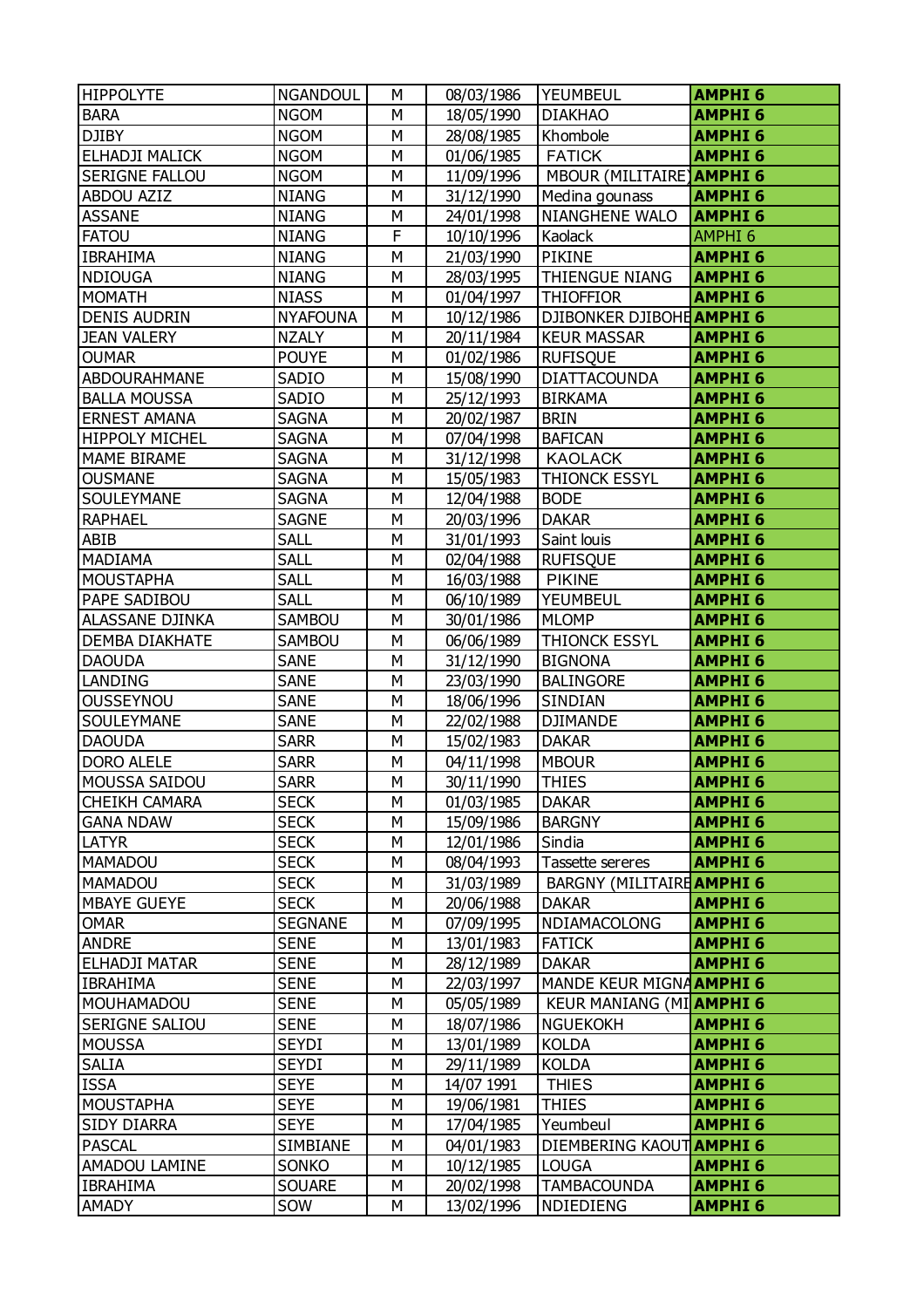| HIPPOLYTE | NGANDOUL | M | 08/03/1986 | YEUMBEUL | **AMPHI 6** |
|---|---|---|---|---|---|
| BARA | NGOM | M | 18/05/1990 | DIAKHAO | **AMPHI 6** |
| DJIBY | NGOM | M | 28/08/1985 | Khombole | **AMPHI 6** |
| ELHADJI MALICK | NGOM | M | 01/06/1985 | FATICK | **AMPHI 6** |
| SERIGNE FALLOU | NGOM | M | 11/09/1996 | MBOUR (MILITAIRE) | **AMPHI 6** |
| ABDOU AZIZ | NIANG | M | 31/12/1990 | Medina gounass | **AMPHI 6** |
| ASSANE | NIANG | M | 24/01/1998 | NIANGHENE WALO | **AMPHI 6** |
| FATOU | NIANG | F | 10/10/1996 | Kaolack | AMPHI 6 |
| IBRAHIMA | NIANG | M | 21/03/1990 | PIKINE | **AMPHI 6** |
| NDIOUGA | NIANG | M | 28/03/1995 | THIENGUE NIANG | **AMPHI 6** |
| MOMATH | NIASS | M | 01/04/1997 | THIOFFIOR | **AMPHI 6** |
| DENIS AUDRIN | NYAFOUNA | M | 10/12/1986 | DJIBONKER DJIBOHE | **AMPHI 6** |
| JEAN VALERY | NZALY | M | 20/11/1984 | KEUR MASSAR | **AMPHI 6** |
| OUMAR | POUYE | M | 01/02/1986 | RUFISQUE | **AMPHI 6** |
| ABDOURAHMANE | SADIO | M | 15/08/1990 | DIATTACOUNDA | **AMPHI 6** |
| BALLA MOUSSA | SADIO | M | 25/12/1993 | BIRKAMA | **AMPHI 6** |
| ERNEST AMANA | SAGNA | M | 20/02/1987 | BRIN | **AMPHI 6** |
| HIPPOLY MICHEL | SAGNA | M | 07/04/1998 | BAFICAN | **AMPHI 6** |
| MAME BIRAME | SAGNA | M | 31/12/1998 | KAOLACK | **AMPHI 6** |
| OUSMANE | SAGNA | M | 15/05/1983 | THIONCK ESSYL | **AMPHI 6** |
| SOULEYMANE | SAGNA | M | 12/04/1988 | BODE | **AMPHI 6** |
| RAPHAEL | SAGNE | M | 20/03/1996 | DAKAR | **AMPHI 6** |
| ABIB | SALL | M | 31/01/1993 | Saint louis | **AMPHI 6** |
| MADIAMA | SALL | M | 02/04/1988 | RUFISQUE | **AMPHI 6** |
| MOUSTAPHA | SALL | M | 16/03/1988 | PIKINE | **AMPHI 6** |
| PAPE SADIBOU | SALL | M | 06/10/1989 | YEUMBEUL | **AMPHI 6** |
| ALASSANE DJINKA | SAMBOU | M | 30/01/1986 | MLOMP | **AMPHI 6** |
| DEMBA DIAKHATE | SAMBOU | M | 06/06/1989 | THIONCK ESSYL | **AMPHI 6** |
| DAOUDA | SANE | M | 31/12/1990 | BIGNONA | **AMPHI 6** |
| LANDING | SANE | M | 23/03/1990 | BALINGORE | **AMPHI 6** |
| OUSSEYNOU | SANE | M | 18/06/1996 | SINDIAN | **AMPHI 6** |
| SOULEYMANE | SANE | M | 22/02/1988 | DJIMANDE | **AMPHI 6** |
| DAOUDA | SARR | M | 15/02/1983 | DAKAR | **AMPHI 6** |
| DORO ALELE | SARR | M | 04/11/1998 | MBOUR | **AMPHI 6** |
| MOUSSA SAIDOU | SARR | M | 30/11/1990 | THIES | **AMPHI 6** |
| CHEIKH CAMARA | SECK | M | 01/03/1985 | DAKAR | **AMPHI 6** |
| GANA NDAW | SECK | M | 15/09/1986 | BARGNY | **AMPHI 6** |
| LATYR | SECK | M | 12/01/1986 | Sindia | **AMPHI 6** |
| MAMADOU | SECK | M | 08/04/1993 | Tassette sereres | **AMPHI 6** |
| MAMADOU | SECK | M | 31/03/1989 | BARGNY (MILITAIRE | **AMPHI 6** |
| MBAYE GUEYE | SECK | M | 20/06/1988 | DAKAR | **AMPHI 6** |
| OMAR | SEGNANE | M | 07/09/1995 | NDIAMACOLONG | **AMPHI 6** |
| ANDRE | SENE | M | 13/01/1983 | FATICK | **AMPHI 6** |
| ELHADJI MATAR | SENE | M | 28/12/1989 | DAKAR | **AMPHI 6** |
| IBRAHIMA | SENE | M | 22/03/1997 | MANDE KEUR MIGNA | **AMPHI 6** |
| MOUHAMADOU | SENE | M | 05/05/1989 | KEUR MANIANG (MI | **AMPHI 6** |
| SERIGNE SALIOU | SENE | M | 18/07/1986 | NGUEKOKH | **AMPHI 6** |
| MOUSSA | SEYDI | M | 13/01/1989 | KOLDA | **AMPHI 6** |
| SALIA | SEYDI | M | 29/11/1989 | KOLDA | **AMPHI 6** |
| ISSA | SEYE | M | 14/07 1991 | THIES | **AMPHI 6** |
| MOUSTAPHA | SEYE | M | 19/06/1981 | THIES | **AMPHI 6** |
| SIDY DIARRA | SEYE | M | 17/04/1985 | Yeumbeul | **AMPHI 6** |
| PASCAL | SIMBIANE | M | 04/01/1983 | DIEMBERING KAOUT | **AMPHI 6** |
| AMADOU LAMINE | SONKO | M | 10/12/1985 | LOUGA | **AMPHI 6** |
| IBRAHIMA | SOUARE | M | 20/02/1998 | TAMBACOUNDA | **AMPHI 6** |
| AMADY | SOW | M | 13/02/1996 | NDIEDIENG | **AMPHI 6** |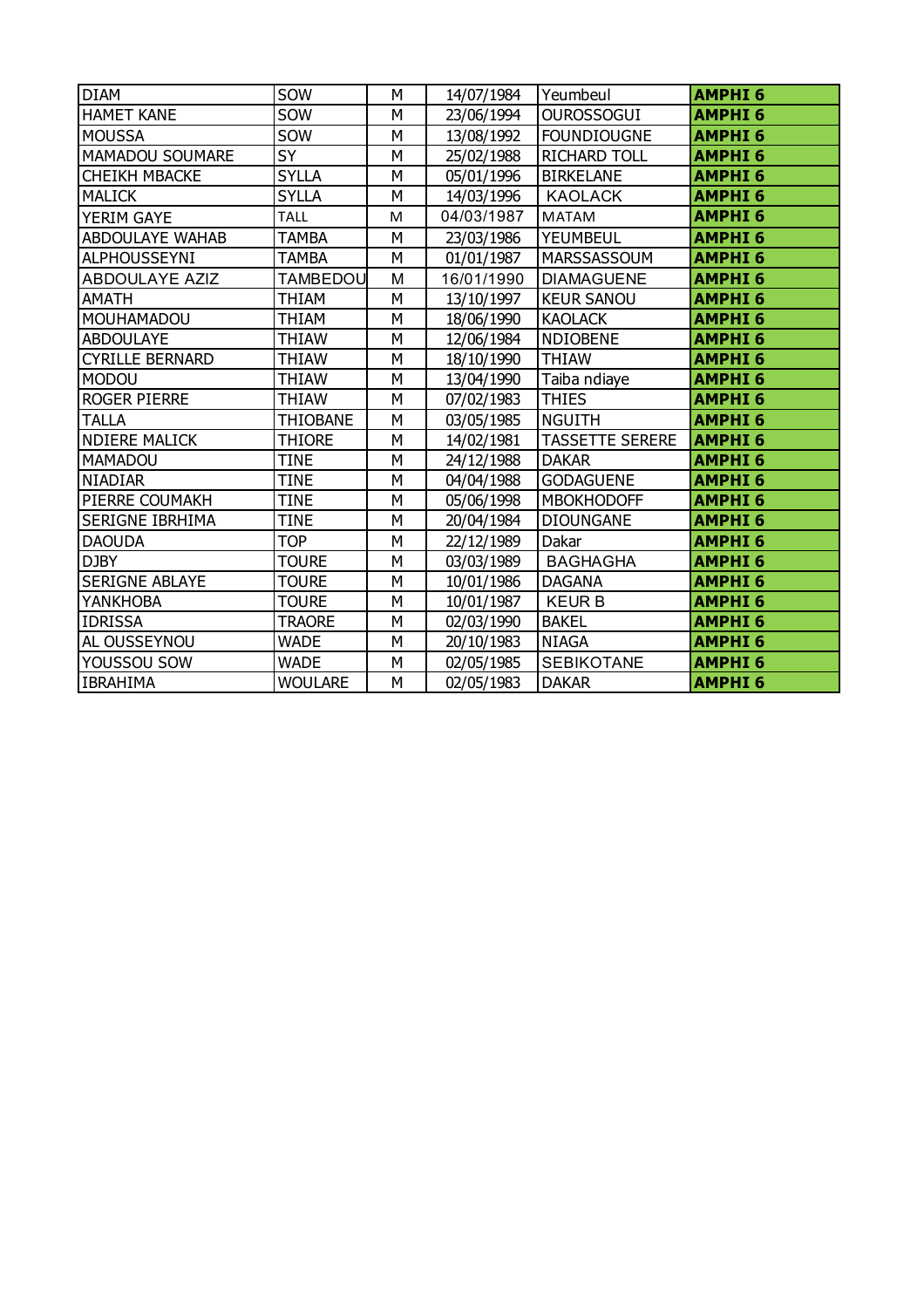| | | | | | |
|---|---|---|---|---|---|
| DIAM | SOW | M | 14/07/1984 | Yeumbeul | **AMPHI 6** |
| HAMET KANE | SOW | M | 23/06/1994 | OUROSSOGUI | **AMPHI 6** |
| MOUSSA | SOW | M | 13/08/1992 | FOUNDIOUGNE | **AMPHI 6** |
| MAMADOU SOUMARE | SY | M | 25/02/1988 | RICHARD TOLL | **AMPHI 6** |
| CHEIKH MBACKE | SYLLA | M | 05/01/1996 | BIRKELANE | **AMPHI 6** |
| MALICK | SYLLA | M | 14/03/1996 | KAOLACK | **AMPHI 6** |
| YERIM GAYE | TALL | M | 04/03/1987 | MATAM | **AMPHI 6** |
| ABDOULAYE WAHAB | TAMBA | M | 23/03/1986 | YEUMBEUL | **AMPHI 6** |
| ALPHOUSSEYNI | TAMBA | M | 01/01/1987 | MARSSASSOUM | **AMPHI 6** |
| ABDOULAYE AZIZ | TAMBEDOU | M | 16/01/1990 | DIAMAGUENE | **AMPHI 6** |
| AMATH | THIAM | M | 13/10/1997 | KEUR SANOU | **AMPHI 6** |
| MOUHAMADOU | THIAM | M | 18/06/1990 | KAOLACK | **AMPHI 6** |
| ABDOULAYE | THIAW | M | 12/06/1984 | NDIOBENE | **AMPHI 6** |
| CYRILLE BERNARD | THIAW | M | 18/10/1990 | THIAW | **AMPHI 6** |
| MODOU | THIAW | M | 13/04/1990 | Taiba ndiaye | **AMPHI 6** |
| ROGER PIERRE | THIAW | M | 07/02/1983 | THIES | **AMPHI 6** |
| TALLA | THIOBANE | M | 03/05/1985 | NGUITH | **AMPHI 6** |
| NDIERE MALICK | THIORE | M | 14/02/1981 | TASSETTE SERERE | **AMPHI 6** |
| MAMADOU | TINE | M | 24/12/1988 | DAKAR | **AMPHI 6** |
| NIADIAR | TINE | M | 04/04/1988 | GODAGUENE | **AMPHI 6** |
| PIERRE COUMAKH | TINE | M | 05/06/1998 | MBOKHODOFF | **AMPHI 6** |
| SERIGNE IBRHIMA | TINE | M | 20/04/1984 | DIOUNGANE | **AMPHI 6** |
| DAOUDA | TOP | M | 22/12/1989 | Dakar | **AMPHI 6** |
| DJBY | TOURE | M | 03/03/1989 | BAGHAGHA | **AMPHI 6** |
| SERIGNE ABLAYE | TOURE | M | 10/01/1986 | DAGANA | **AMPHI 6** |
| YANKHOBA | TOURE | M | 10/01/1987 | KEUR B | **AMPHI 6** |
| IDRISSA | TRAORE | M | 02/03/1990 | BAKEL | **AMPHI 6** |
| AL OUSSEYNOU | WADE | M | 20/10/1983 | NIAGA | **AMPHI 6** |
| YOUSSOU SOW | WADE | M | 02/05/1985 | SEBIKOTANE | **AMPHI 6** |
| IBRAHIMA | WOULARE | M | 02/05/1983 | DAKAR | **AMPHI 6** |